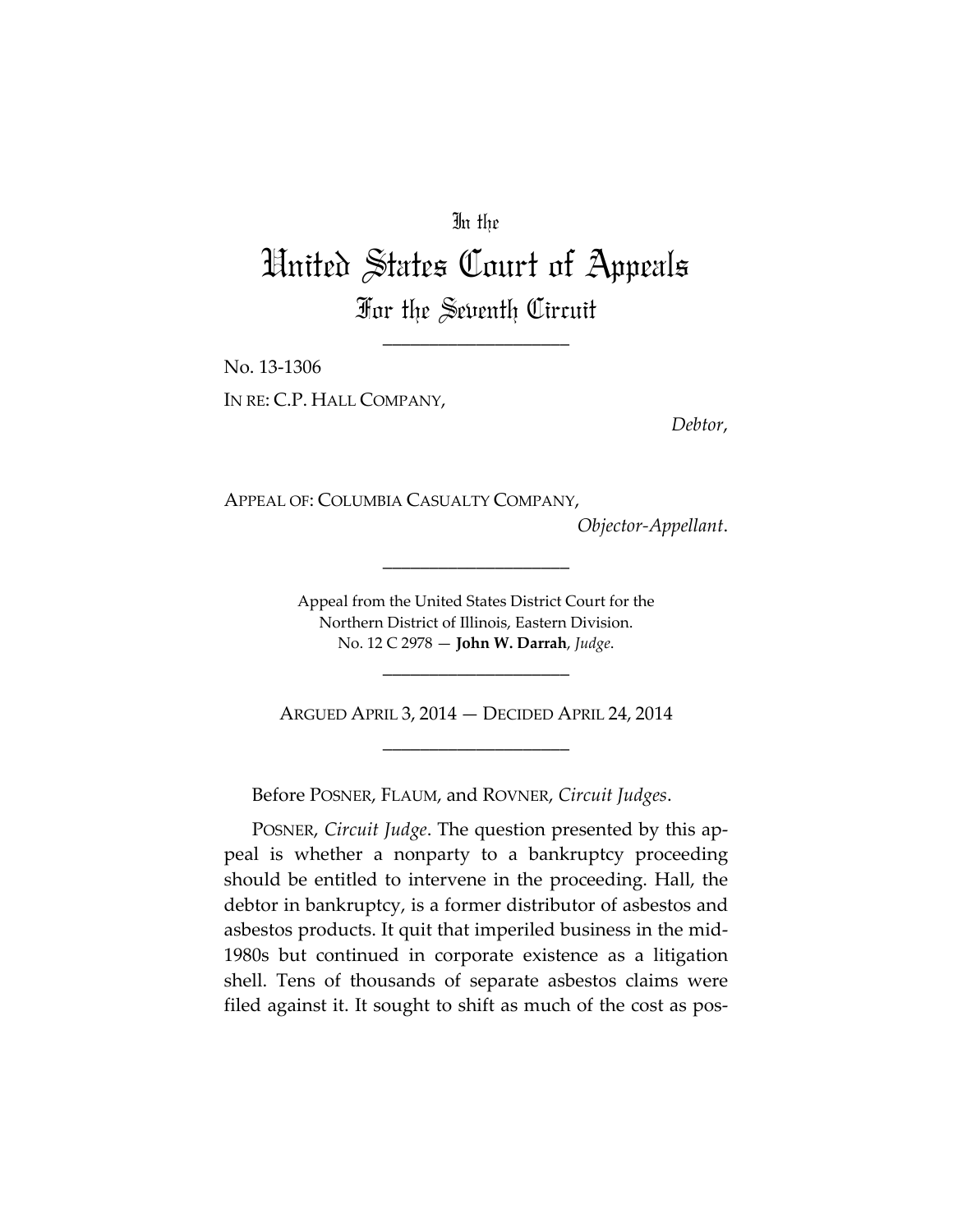In the

# United States Court of Appeals

## For the Seventh Circuit

---

No. 13-1306

IN RE: C.P. HALL COMPANY,

*Debtor*,

APPEAL OF: COLUMBIA CASUALTY COMPANY,

*Objector-Appellant*.

---

Appeal from the United States District Court for the Northern District of Illinois, Eastern Division.
No. 12 C 2978 — **John W. Darrah**, *Judge*.

---

ARGUED APRIL 3, 2014 — DECIDED APRIL 24, 2014

---

Before POSNER, FLAUM, and ROVNER, *Circuit Judges*.

POSNER, *Circuit Judge*. The question presented by this appeal is whether a nonparty to a bankruptcy proceeding should be entitled to intervene in the proceeding. Hall, the debtor in bankruptcy, is a former distributor of asbestos and asbestos products. It quit that imperiled business in the mid-1980s but continued in corporate existence as a litigation shell. Tens of thousands of separate asbestos claims were filed against it. It sought to shift as much of the cost as pos-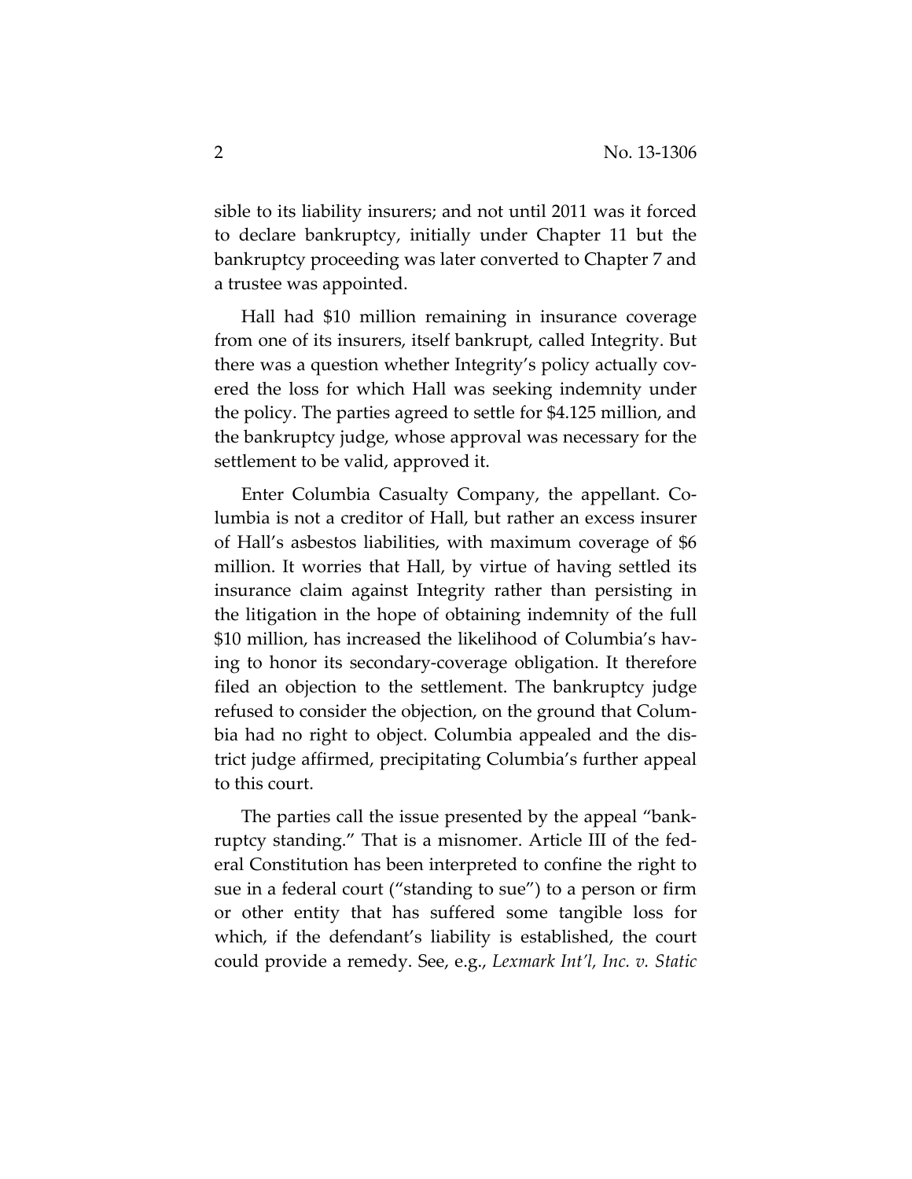sible to its liability insurers; and not until 2011 was it forced to declare bankruptcy, initially under Chapter 11 but the bankruptcy proceeding was later converted to Chapter 7 and a trustee was appointed.

Hall had $10 million remaining in insurance coverage from one of its insurers, itself bankrupt, called Integrity. But there was a question whether Integrity's policy actually covered the loss for which Hall was seeking indemnity under the policy. The parties agreed to settle for $4.125 million, and the bankruptcy judge, whose approval was necessary for the settlement to be valid, approved it.

Enter Columbia Casualty Company, the appellant. Columbia is not a creditor of Hall, but rather an excess insurer of Hall's asbestos liabilities, with maximum coverage of $6 million. It worries that Hall, by virtue of having settled its insurance claim against Integrity rather than persisting in the litigation in the hope of obtaining indemnity of the full $10 million, has increased the likelihood of Columbia's having to honor its secondary-coverage obligation. It therefore filed an objection to the settlement. The bankruptcy judge refused to consider the objection, on the ground that Columbia had no right to object. Columbia appealed and the district judge affirmed, precipitating Columbia's further appeal to this court.

The parties call the issue presented by the appeal "bankruptcy standing." That is a misnomer. Article III of the federal Constitution has been interpreted to confine the right to sue in a federal court ("standing to sue") to a person or firm or other entity that has suffered some tangible loss for which, if the defendant's liability is established, the court could provide a remedy. See, e.g., *Lexmark Int'l, Inc. v. Static*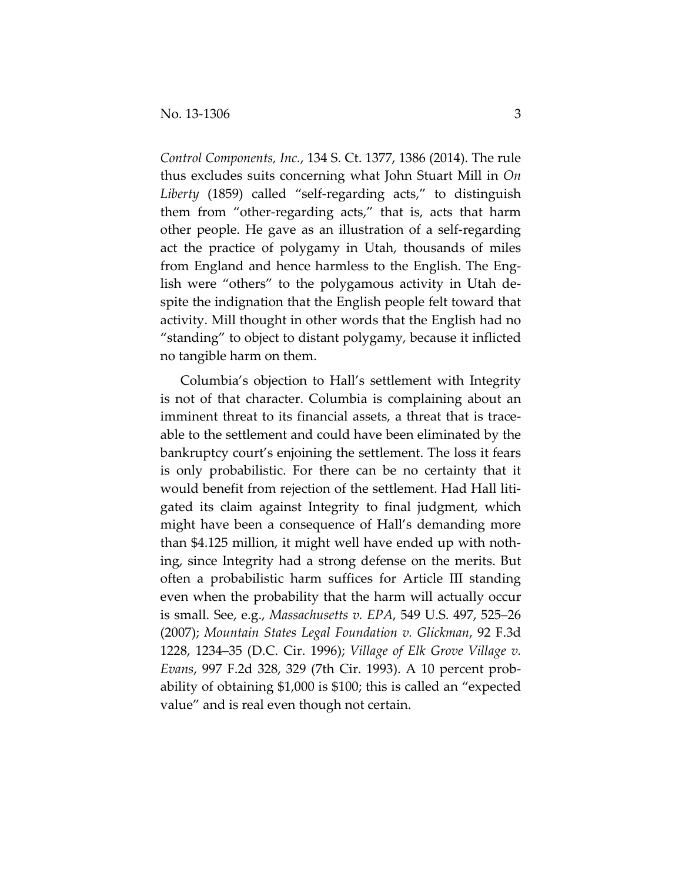*Control Components, Inc.*, 134 S. Ct. 1377, 1386 (2014). The rule thus excludes suits concerning what John Stuart Mill in *On Liberty* (1859) called "self-regarding acts," to distinguish them from "other-regarding acts," that is, acts that harm other people. He gave as an illustration of a self-regarding act the practice of polygamy in Utah, thousands of miles from England and hence harmless to the English. The English were "others" to the polygamous activity in Utah despite the indignation that the English people felt toward that activity. Mill thought in other words that the English had no "standing" to object to distant polygamy, because it inflicted no tangible harm on them.

Columbia's objection to Hall's settlement with Integrity is not of that character. Columbia is complaining about an imminent threat to its financial assets, a threat that is traceable to the settlement and could have been eliminated by the bankruptcy court's enjoining the settlement. The loss it fears is only probabilistic. For there can be no certainty that it would benefit from rejection of the settlement. Had Hall litigated its claim against Integrity to final judgment, which might have been a consequence of Hall's demanding more than $4.125 million, it might well have ended up with nothing, since Integrity had a strong defense on the merits. But often a probabilistic harm suffices for Article III standing even when the probability that the harm will actually occur is small. See, e.g., *Massachusetts v. EPA*, 549 U.S. 497, 525–26 (2007); *Mountain States Legal Foundation v. Glickman*, 92 F.3d 1228, 1234–35 (D.C. Cir. 1996); *Village of Elk Grove Village v. Evans*, 997 F.2d 328, 329 (7th Cir. 1993). A 10 percent probability of obtaining $1,000 is $100; this is called an "expected value" and is real even though not certain.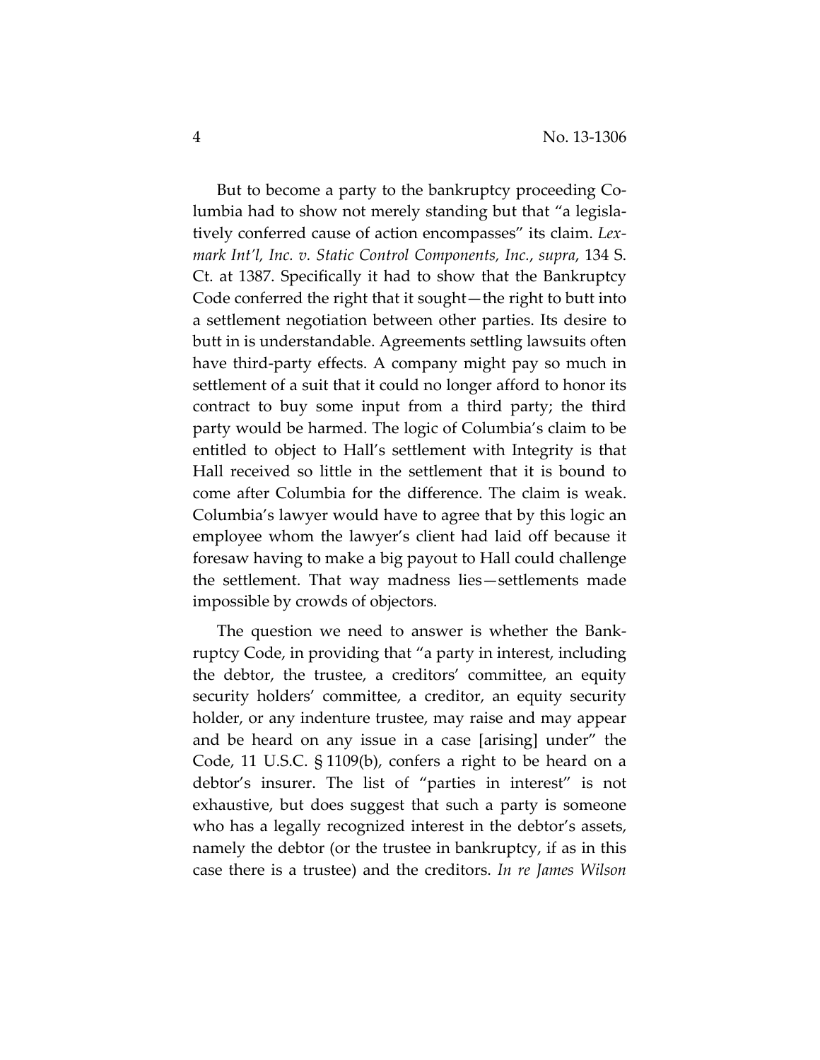But to become a party to the bankruptcy proceeding Columbia had to show not merely standing but that "a legislatively conferred cause of action encompasses" its claim. *Lexmark Int'l, Inc. v. Static Control Components, Inc.*, *supra*, 134 S. Ct. at 1387. Specifically it had to show that the Bankruptcy Code conferred the right that it sought—the right to butt into a settlement negotiation between other parties. Its desire to butt in is understandable. Agreements settling lawsuits often have third-party effects. A company might pay so much in settlement of a suit that it could no longer afford to honor its contract to buy some input from a third party; the third party would be harmed. The logic of Columbia's claim to be entitled to object to Hall's settlement with Integrity is that Hall received so little in the settlement that it is bound to come after Columbia for the difference. The claim is weak. Columbia's lawyer would have to agree that by this logic an employee whom the lawyer's client had laid off because it foresaw having to make a big payout to Hall could challenge the settlement. That way madness lies—settlements made impossible by crowds of objectors.

The question we need to answer is whether the Bankruptcy Code, in providing that "a party in interest, including the debtor, the trustee, a creditors' committee, an equity security holders' committee, a creditor, an equity security holder, or any indenture trustee, may raise and may appear and be heard on any issue in a case [arising] under" the Code, 11 U.S.C. § 1109(b), confers a right to be heard on a debtor's insurer. The list of "parties in interest" is not exhaustive, but does suggest that such a party is someone who has a legally recognized interest in the debtor's assets, namely the debtor (or the trustee in bankruptcy, if as in this case there is a trustee) and the creditors. *In re James Wilson*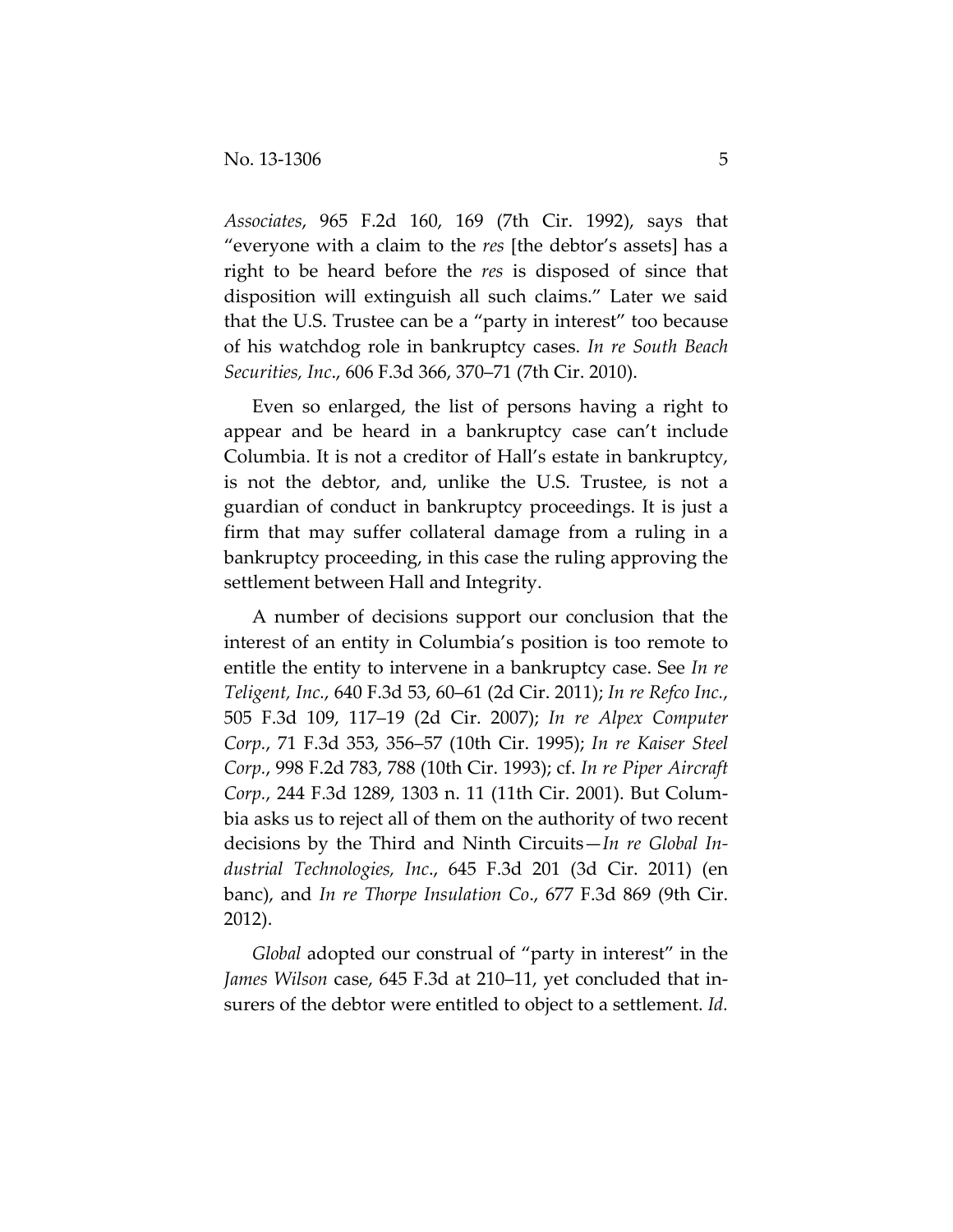*Associates*, 965 F.2d 160, 169 (7th Cir. 1992), says that "everyone with a claim to the *res* [the debtor's assets] has a right to be heard before the *res* is disposed of since that disposition will extinguish all such claims." Later we said that the U.S. Trustee can be a "party in interest" too because of his watchdog role in bankruptcy cases. *In re South Beach Securities, Inc*., 606 F.3d 366, 370–71 (7th Cir. 2010).

Even so enlarged, the list of persons having a right to appear and be heard in a bankruptcy case can't include Columbia. It is not a creditor of Hall's estate in bankruptcy, is not the debtor, and, unlike the U.S. Trustee, is not a guardian of conduct in bankruptcy proceedings. It is just a firm that may suffer collateral damage from a ruling in a bankruptcy proceeding, in this case the ruling approving the settlement between Hall and Integrity.

A number of decisions support our conclusion that the interest of an entity in Columbia's position is too remote to entitle the entity to intervene in a bankruptcy case. See *In re Teligent, Inc.*, 640 F.3d 53, 60–61 (2d Cir. 2011); *In re Refco Inc.*, 505 F.3d 109, 117–19 (2d Cir. 2007); *In re Alpex Computer Corp.*, 71 F.3d 353, 356–57 (10th Cir. 1995); *In re Kaiser Steel Corp.*, 998 F.2d 783, 788 (10th Cir. 1993); cf. *In re Piper Aircraft Corp.*, 244 F.3d 1289, 1303 n. 11 (11th Cir. 2001). But Columbia asks us to reject all of them on the authority of two recent decisions by the Third and Ninth Circuits—*In re Global Industrial Technologies, Inc*., 645 F.3d 201 (3d Cir. 2011) (en banc), and *In re Thorpe Insulation Co*., 677 F.3d 869 (9th Cir. 2012).

*Global* adopted our construal of "party in interest" in the *James Wilson* case, 645 F.3d at 210–11, yet concluded that insurers of the debtor were entitled to object to a settlement. *Id.*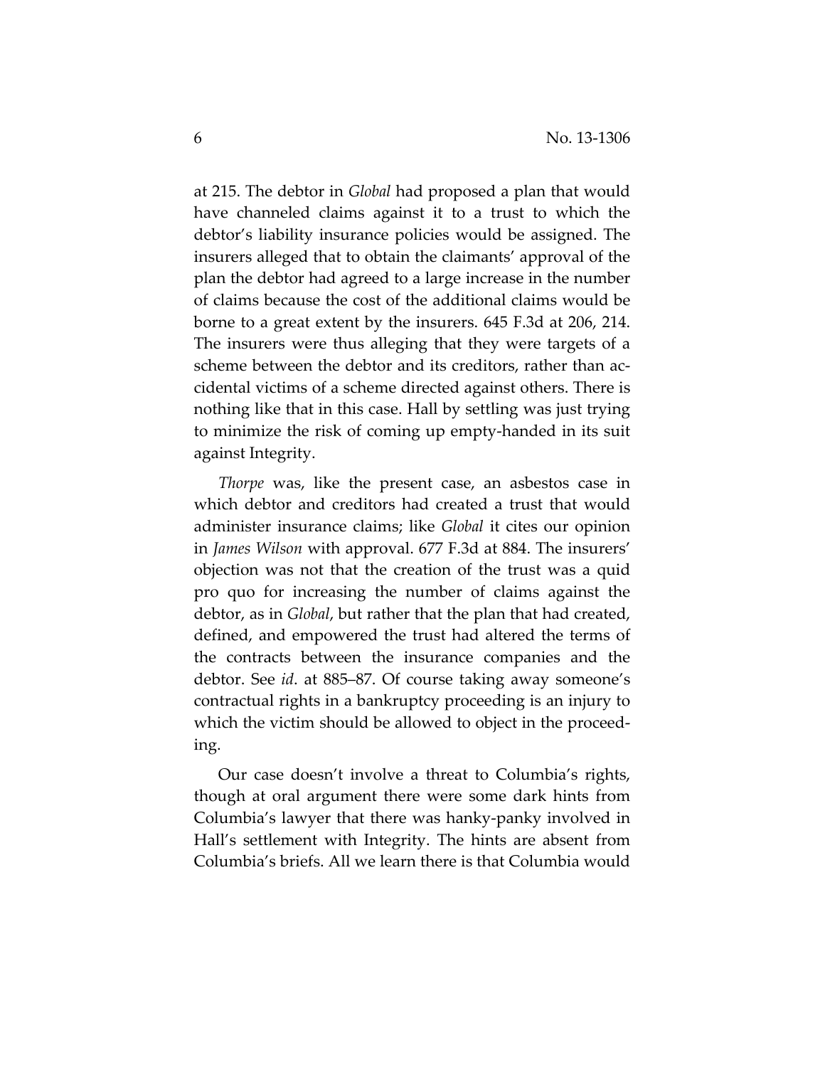at 215. The debtor in *Global* had proposed a plan that would have channeled claims against it to a trust to which the debtor's liability insurance policies would be assigned. The insurers alleged that to obtain the claimants' approval of the plan the debtor had agreed to a large increase in the number of claims because the cost of the additional claims would be borne to a great extent by the insurers. 645 F.3d at 206, 214. The insurers were thus alleging that they were targets of a scheme between the debtor and its creditors, rather than accidental victims of a scheme directed against others. There is nothing like that in this case. Hall by settling was just trying to minimize the risk of coming up empty-handed in its suit against Integrity.

*Thorpe* was, like the present case, an asbestos case in which debtor and creditors had created a trust that would administer insurance claims; like *Global* it cites our opinion in *James Wilson* with approval. 677 F.3d at 884. The insurers' objection was not that the creation of the trust was a quid pro quo for increasing the number of claims against the debtor, as in *Global*, but rather that the plan that had created, defined, and empowered the trust had altered the terms of the contracts between the insurance companies and the debtor. See *id*. at 885–87. Of course taking away someone's contractual rights in a bankruptcy proceeding is an injury to which the victim should be allowed to object in the proceeding.

Our case doesn't involve a threat to Columbia's rights, though at oral argument there were some dark hints from Columbia's lawyer that there was hanky-panky involved in Hall's settlement with Integrity. The hints are absent from Columbia's briefs. All we learn there is that Columbia would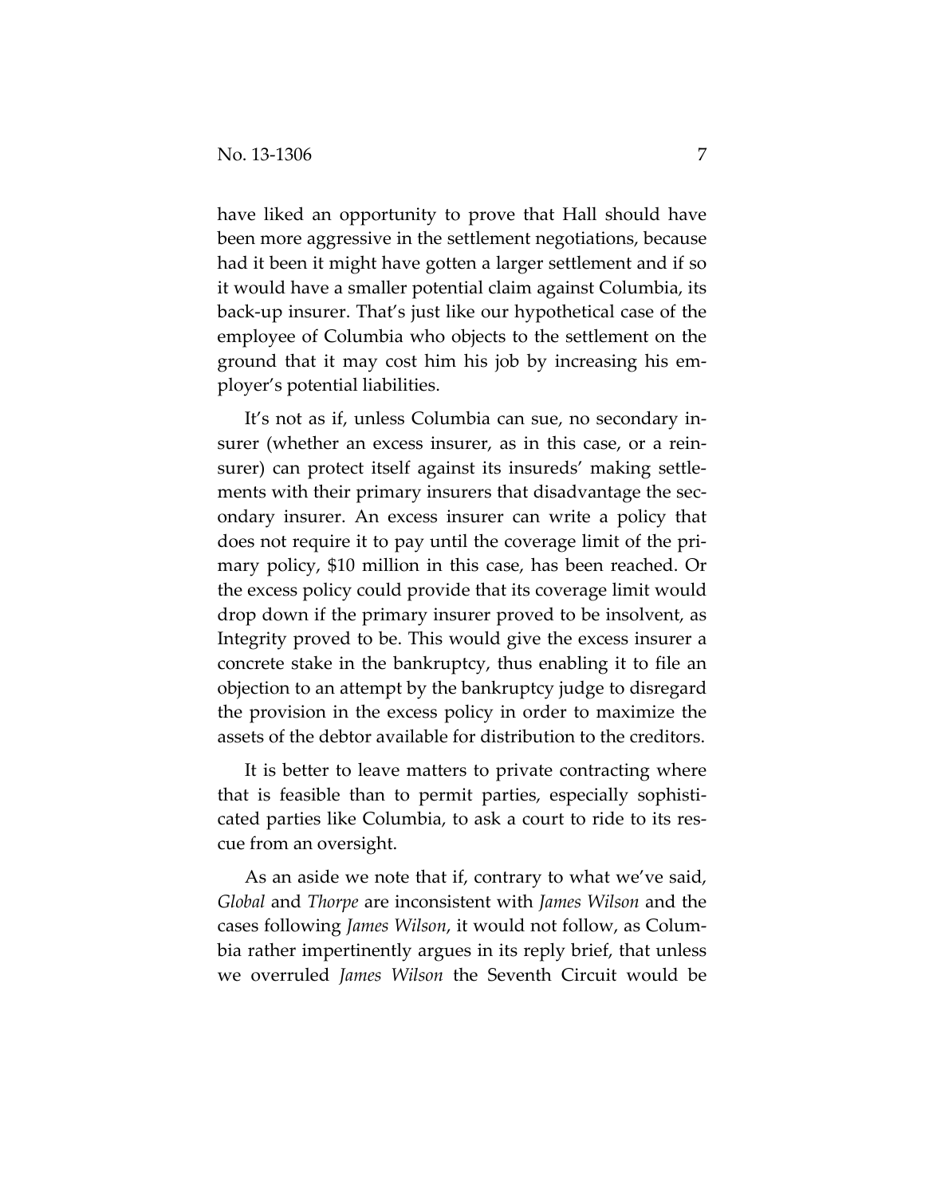have liked an opportunity to prove that Hall should have been more aggressive in the settlement negotiations, because had it been it might have gotten a larger settlement and if so it would have a smaller potential claim against Columbia, its back-up insurer. That's just like our hypothetical case of the employee of Columbia who objects to the settlement on the ground that it may cost him his job by increasing his employer's potential liabilities.

It's not as if, unless Columbia can sue, no secondary insurer (whether an excess insurer, as in this case, or a reinsurer) can protect itself against its insureds' making settlements with their primary insurers that disadvantage the secondary insurer. An excess insurer can write a policy that does not require it to pay until the coverage limit of the primary policy, $10 million in this case, has been reached. Or the excess policy could provide that its coverage limit would drop down if the primary insurer proved to be insolvent, as Integrity proved to be. This would give the excess insurer a concrete stake in the bankruptcy, thus enabling it to file an objection to an attempt by the bankruptcy judge to disregard the provision in the excess policy in order to maximize the assets of the debtor available for distribution to the creditors.

It is better to leave matters to private contracting where that is feasible than to permit parties, especially sophisticated parties like Columbia, to ask a court to ride to its rescue from an oversight.

As an aside we note that if, contrary to what we've said, *Global* and *Thorpe* are inconsistent with *James Wilson* and the cases following *James Wilson*, it would not follow, as Columbia rather impertinently argues in its reply brief, that unless we overruled *James Wilson* the Seventh Circuit would be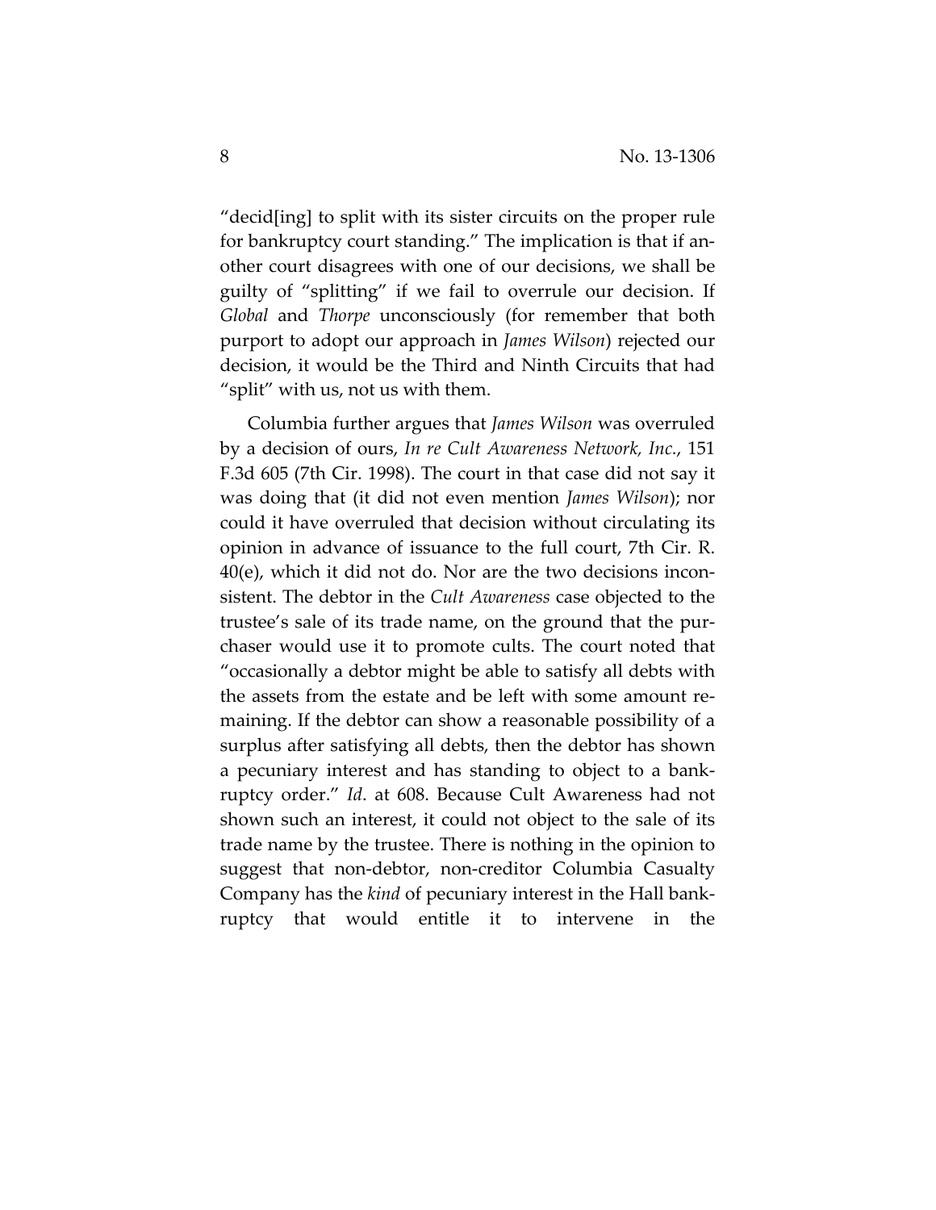"decid[ing] to split with its sister circuits on the proper rule for bankruptcy court standing." The implication is that if another court disagrees with one of our decisions, we shall be guilty of "splitting" if we fail to overrule our decision. If *Global* and *Thorpe* unconsciously (for remember that both purport to adopt our approach in *James Wilson*) rejected our decision, it would be the Third and Ninth Circuits that had "split" with us, not us with them.

Columbia further argues that *James Wilson* was overruled by a decision of ours, *In re Cult Awareness Network, Inc.*, 151 F.3d 605 (7th Cir. 1998). The court in that case did not say it was doing that (it did not even mention *James Wilson*); nor could it have overruled that decision without circulating its opinion in advance of issuance to the full court, 7th Cir. R. 40(e), which it did not do. Nor are the two decisions inconsistent. The debtor in the *Cult Awareness* case objected to the trustee's sale of its trade name, on the ground that the purchaser would use it to promote cults. The court noted that "occasionally a debtor might be able to satisfy all debts with the assets from the estate and be left with some amount remaining. If the debtor can show a reasonable possibility of a surplus after satisfying all debts, then the debtor has shown a pecuniary interest and has standing to object to a bankruptcy order." *Id*. at 608. Because Cult Awareness had not shown such an interest, it could not object to the sale of its trade name by the trustee. There is nothing in the opinion to suggest that non-debtor, non-creditor Columbia Casualty Company has the *kind* of pecuniary interest in the Hall bankruptcy that would entitle it to intervene in the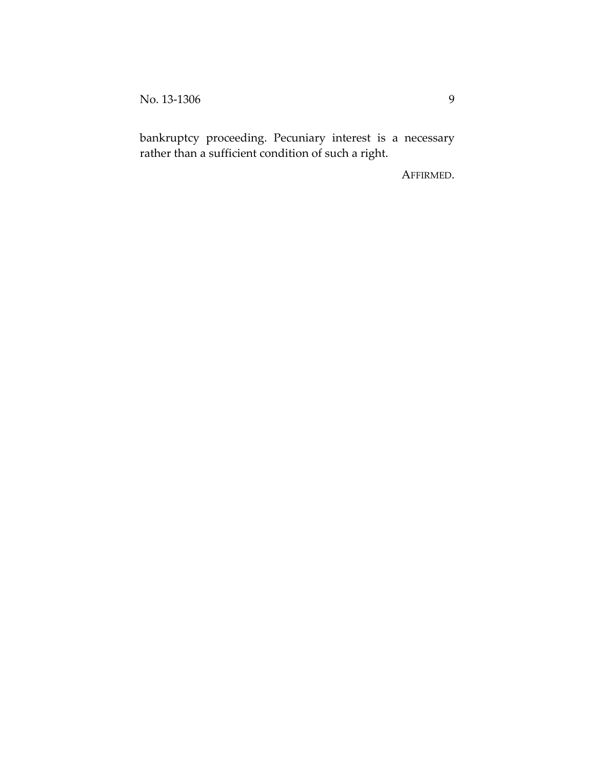bankruptcy proceeding. Pecuniary interest is a necessary rather than a sufficient condition of such a right.

AFFIRMED.